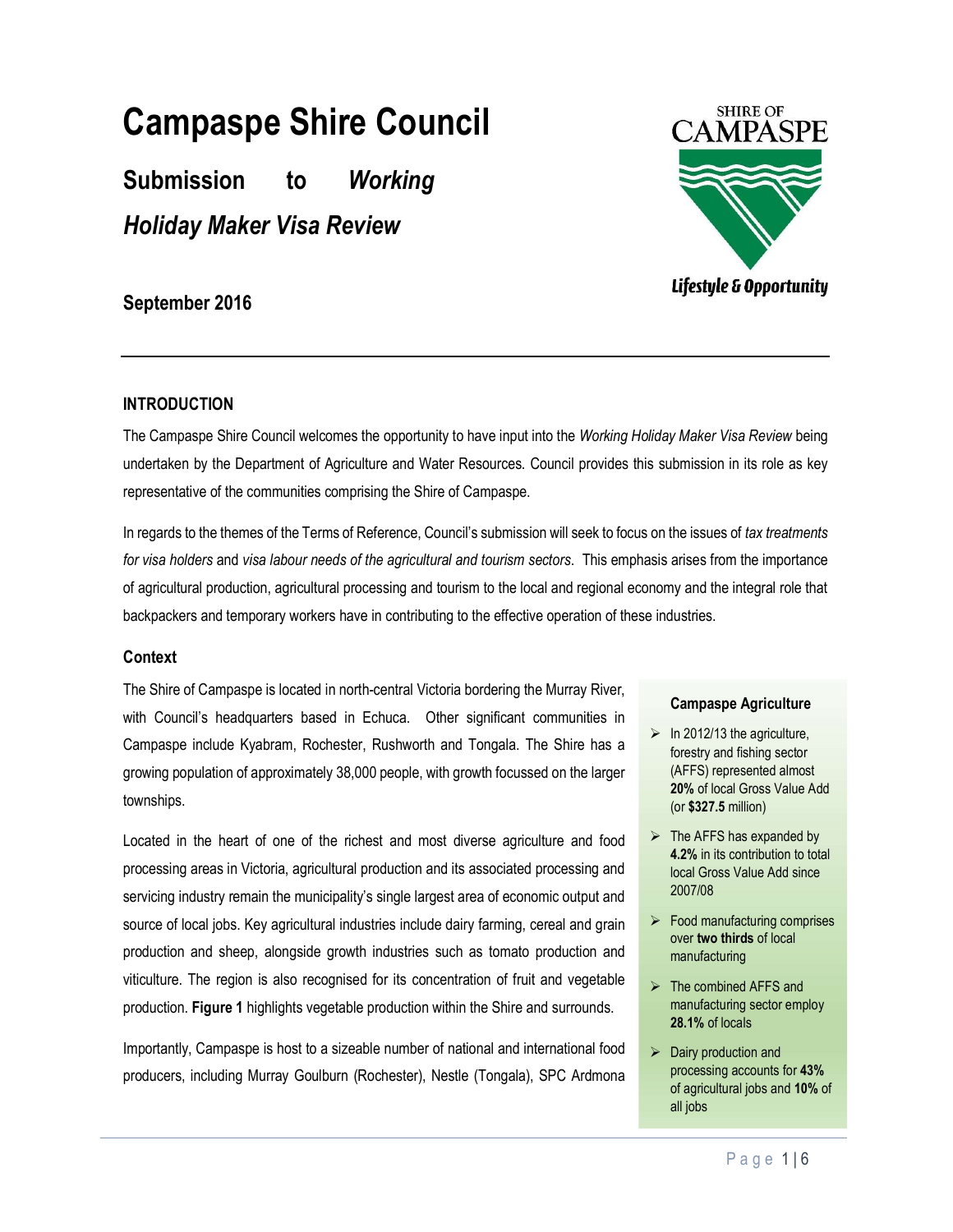# Campaspe Shire Council

## Submission to *Working Holiday Maker Visa Review*

**September 2016**

SHIRE OF CAMPASPE

*Lifestyle & Opportunity*

---

### INTRODUCTION

The Campaspe Shire Council welcomes the opportunity to have input into the *Working Holiday Maker Visa Review* being undertaken by the Department of Agriculture and Water Resources. Council provides this submission in its role as key representative of the communities comprising the Shire of Campaspe.

In regards to the themes of the Terms of Reference, Council's submission will seek to focus on the issues of *tax treatments for visa holders* and *visa labour needs of the agricultural and tourism sectors*. This emphasis arises from the importance of agricultural production, agricultural processing and tourism to the local and regional economy and the integral role that backpackers and temporary workers have in contributing to the effective operation of these industries.

### Context

The Shire of Campaspe is located in north-central Victoria bordering the Murray River, with Council's headquarters based in Echuca. Other significant communities in Campaspe include Kyabram, Rochester, Rushworth and Tongala. The Shire has a growing population of approximately 38,000 people, with growth focussed on the larger townships.

Located in the heart of one of the richest and most diverse agriculture and food processing areas in Victoria, agricultural production and its associated processing and servicing industry remain the municipality's single largest area of economic output and source of local jobs. Key agricultural industries include dairy farming, cereal and grain production and sheep, alongside growth industries such as tomato production and viticulture. The region is also recognised for its concentration of fruit and vegetable production. **Figure 1** highlights vegetable production within the Shire and surrounds.

Importantly, Campaspe is host to a sizeable number of national and international food producers, including Murray Goulburn (Rochester), Nestle (Tongala), SPC Ardmona

**Campaspe Agriculture**

- In 2012/13 the agriculture, forestry and fishing sector (AFFS) represented almost **20%** of local Gross Value Add (or **$327.5** million)
- The AFFS has expanded by **4.2%** in its contribution to total local Gross Value Add since 2007/08
- Food manufacturing comprises over **two thirds** of local manufacturing
- The combined AFFS and manufacturing sector employ **28.1%** of locals
- Dairy production and processing accounts for **43%** of agricultural jobs and **10%** of all jobs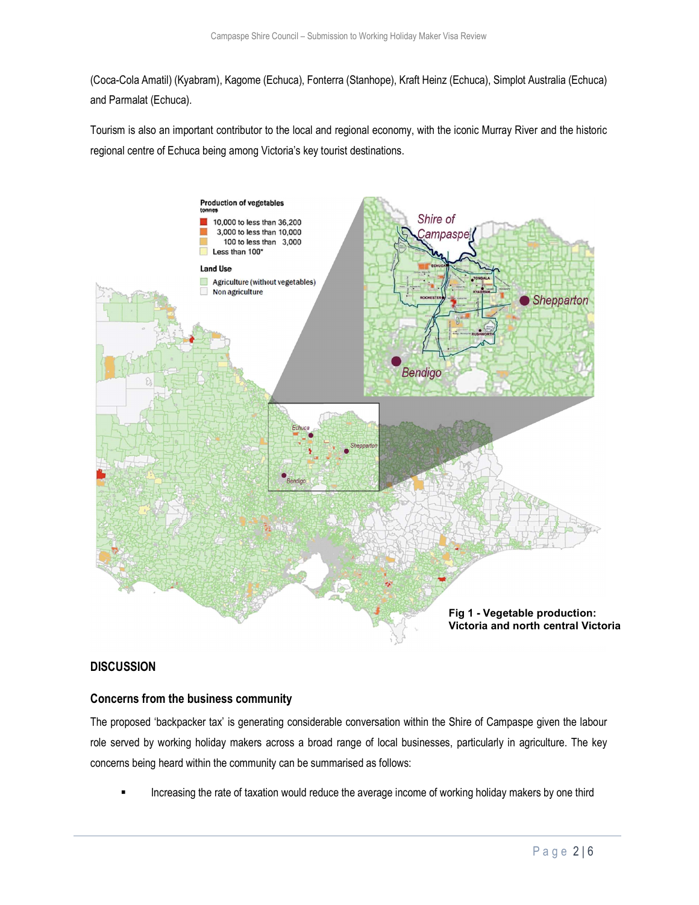(Coca-Cola Amatil) (Kyabram), Kagome (Echuca), Fonterra (Stanhope), Kraft Heinz (Echuca), Simplot Australia (Echuca) and Parmalat (Echuca).

Tourism is also an important contributor to the local and regional economy, with the iconic Murray River and the historic regional centre of Echuca being among Victoria's key tourist destinations.

**Fig 1 - Vegetable production: Victoria and north central Victoria**

## DISCUSSION

### Concerns from the business community

The proposed 'backpacker tax' is generating considerable conversation within the Shire of Campaspe given the labour role served by working holiday makers across a broad range of local businesses, particularly in agriculture. The key concerns being heard within the community can be summarised as follows:

- Increasing the rate of taxation would reduce the average income of working holiday makers by one third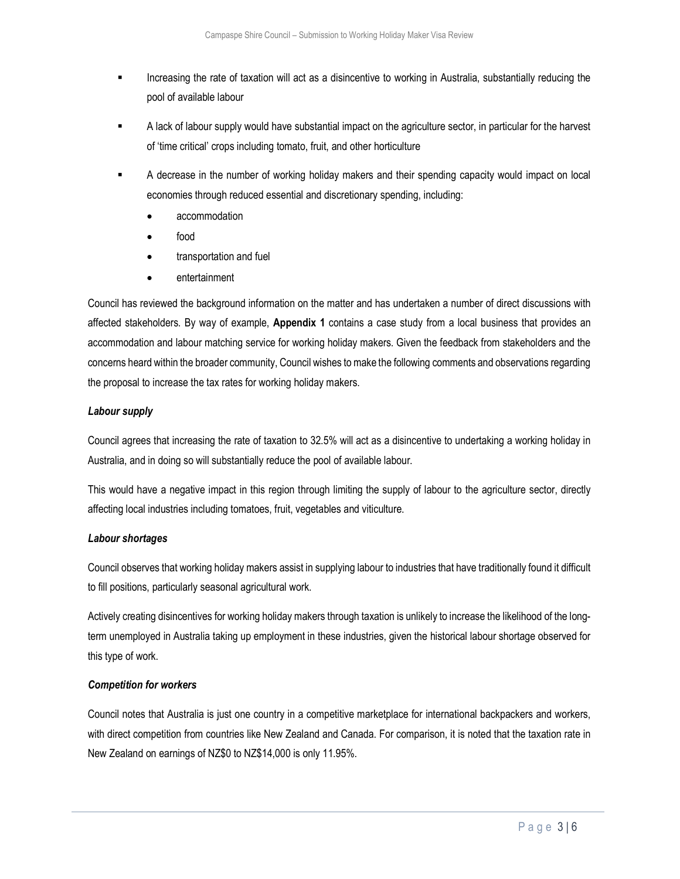- Increasing the rate of taxation will act as a disincentive to working in Australia, substantially reducing the pool of available labour
- A lack of labour supply would have substantial impact on the agriculture sector, in particular for the harvest of 'time critical' crops including tomato, fruit, and other horticulture
- A decrease in the number of working holiday makers and their spending capacity would impact on local economies through reduced essential and discretionary spending, including:
  - accommodation
  - food
  - transportation and fuel
  - entertainment

Council has reviewed the background information on the matter and has undertaken a number of direct discussions with affected stakeholders. By way of example, **Appendix 1** contains a case study from a local business that provides an accommodation and labour matching service for working holiday makers. Given the feedback from stakeholders and the concerns heard within the broader community, Council wishes to make the following comments and observations regarding the proposal to increase the tax rates for working holiday makers.

***Labour supply***

Council agrees that increasing the rate of taxation to 32.5% will act as a disincentive to undertaking a working holiday in Australia, and in doing so will substantially reduce the pool of available labour.

This would have a negative impact in this region through limiting the supply of labour to the agriculture sector, directly affecting local industries including tomatoes, fruit, vegetables and viticulture.

***Labour shortages***

Council observes that working holiday makers assist in supplying labour to industries that have traditionally found it difficult to fill positions, particularly seasonal agricultural work.

Actively creating disincentives for working holiday makers through taxation is unlikely to increase the likelihood of the long-term unemployed in Australia taking up employment in these industries, given the historical labour shortage observed for this type of work.

***Competition for workers***

Council notes that Australia is just one country in a competitive marketplace for international backpackers and workers, with direct competition from countries like New Zealand and Canada. For comparison, it is noted that the taxation rate in New Zealand on earnings of NZ$0 to NZ$14,000 is only 11.95%.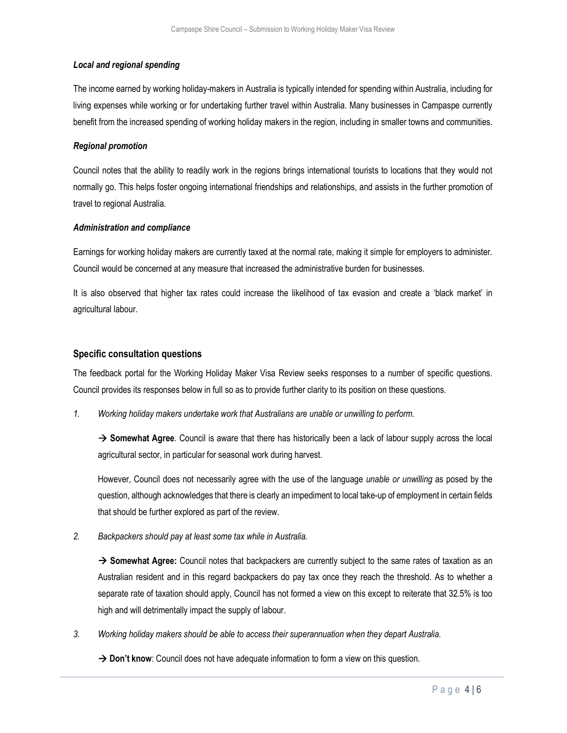***Local and regional spending***

The income earned by working holiday-makers in Australia is typically intended for spending within Australia, including for living expenses while working or for undertaking further travel within Australia. Many businesses in Campaspe currently benefit from the increased spending of working holiday makers in the region, including in smaller towns and communities.

***Regional promotion***

Council notes that the ability to readily work in the regions brings international tourists to locations that they would not normally go. This helps foster ongoing international friendships and relationships, and assists in the further promotion of travel to regional Australia.

***Administration and compliance***

Earnings for working holiday makers are currently taxed at the normal rate, making it simple for employers to administer. Council would be concerned at any measure that increased the administrative burden for businesses.

It is also observed that higher tax rates could increase the likelihood of tax evasion and create a 'black market' in agricultural labour.

### Specific consultation questions

The feedback portal for the Working Holiday Maker Visa Review seeks responses to a number of specific questions. Council provides its responses below in full so as to provide further clarity to its position on these questions.

1. *Working holiday makers undertake work that Australians are unable or unwilling to perform.*

   → **Somewhat Agree**. Council is aware that there has historically been a lack of labour supply across the local agricultural sector, in particular for seasonal work during harvest.

   However, Council does not necessarily agree with the use of the language *unable or unwilling* as posed by the question, although acknowledges that there is clearly an impediment to local take-up of employment in certain fields that should be further explored as part of the review.

2. *Backpackers should pay at least some tax while in Australia.*

   → **Somewhat Agree:** Council notes that backpackers are currently subject to the same rates of taxation as an Australian resident and in this regard backpackers do pay tax once they reach the threshold. As to whether a separate rate of taxation should apply, Council has not formed a view on this except to reiterate that 32.5% is too high and will detrimentally impact the supply of labour.

3. *Working holiday makers should be able to access their superannuation when they depart Australia.*

   → **Don't know**: Council does not have adequate information to form a view on this question.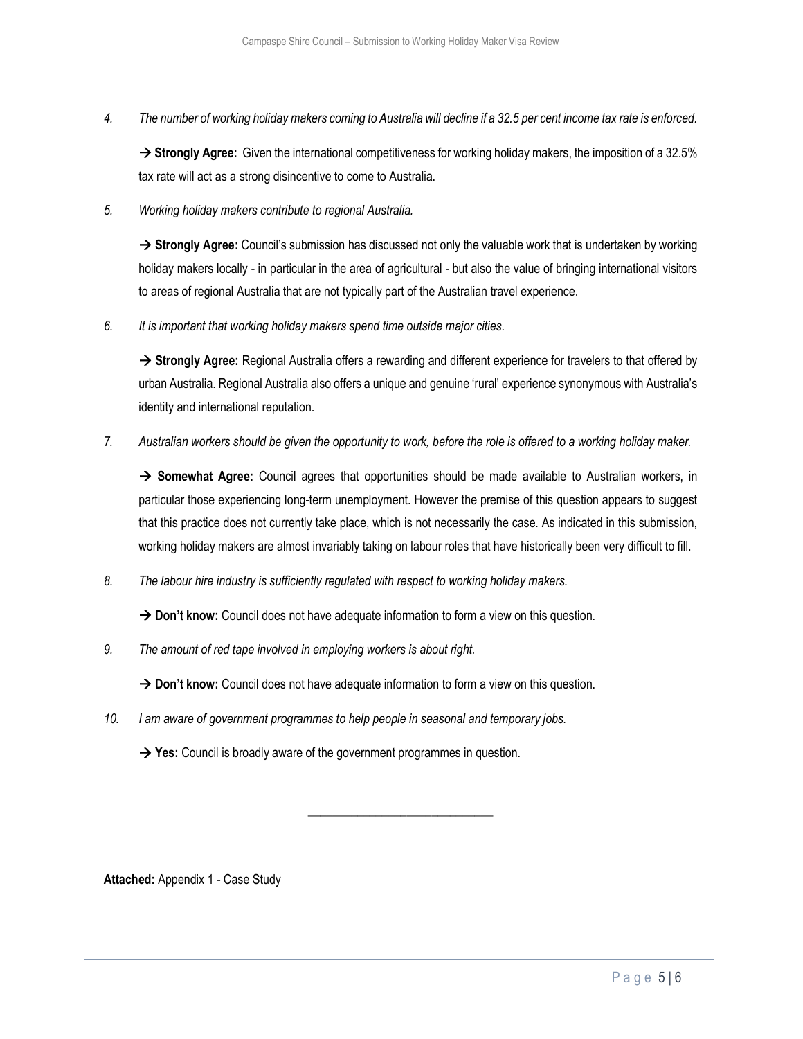*4. The number of working holiday makers coming to Australia will decline if a 32.5 per cent income tax rate is enforced.*

→ **Strongly Agree:** Given the international competitiveness for working holiday makers, the imposition of a 32.5% tax rate will act as a strong disincentive to come to Australia.

*5. Working holiday makers contribute to regional Australia.*

→ **Strongly Agree:** Council's submission has discussed not only the valuable work that is undertaken by working holiday makers locally - in particular in the area of agricultural - but also the value of bringing international visitors to areas of regional Australia that are not typically part of the Australian travel experience.

*6. It is important that working holiday makers spend time outside major cities.*

→ **Strongly Agree:** Regional Australia offers a rewarding and different experience for travelers to that offered by urban Australia. Regional Australia also offers a unique and genuine 'rural' experience synonymous with Australia's identity and international reputation.

*7. Australian workers should be given the opportunity to work, before the role is offered to a working holiday maker.*

→ **Somewhat Agree:** Council agrees that opportunities should be made available to Australian workers, in particular those experiencing long-term unemployment. However the premise of this question appears to suggest that this practice does not currently take place, which is not necessarily the case. As indicated in this submission, working holiday makers are almost invariably taking on labour roles that have historically been very difficult to fill.

*8. The labour hire industry is sufficiently regulated with respect to working holiday makers.*

→ **Don't know:** Council does not have adequate information to form a view on this question.

*9. The amount of red tape involved in employing workers is about right.*

→ **Don't know:** Council does not have adequate information to form a view on this question.

*10. I am aware of government programmes to help people in seasonal and temporary jobs.*

→ **Yes:** Council is broadly aware of the government programmes in question.

---

**Attached:** Appendix 1 - Case Study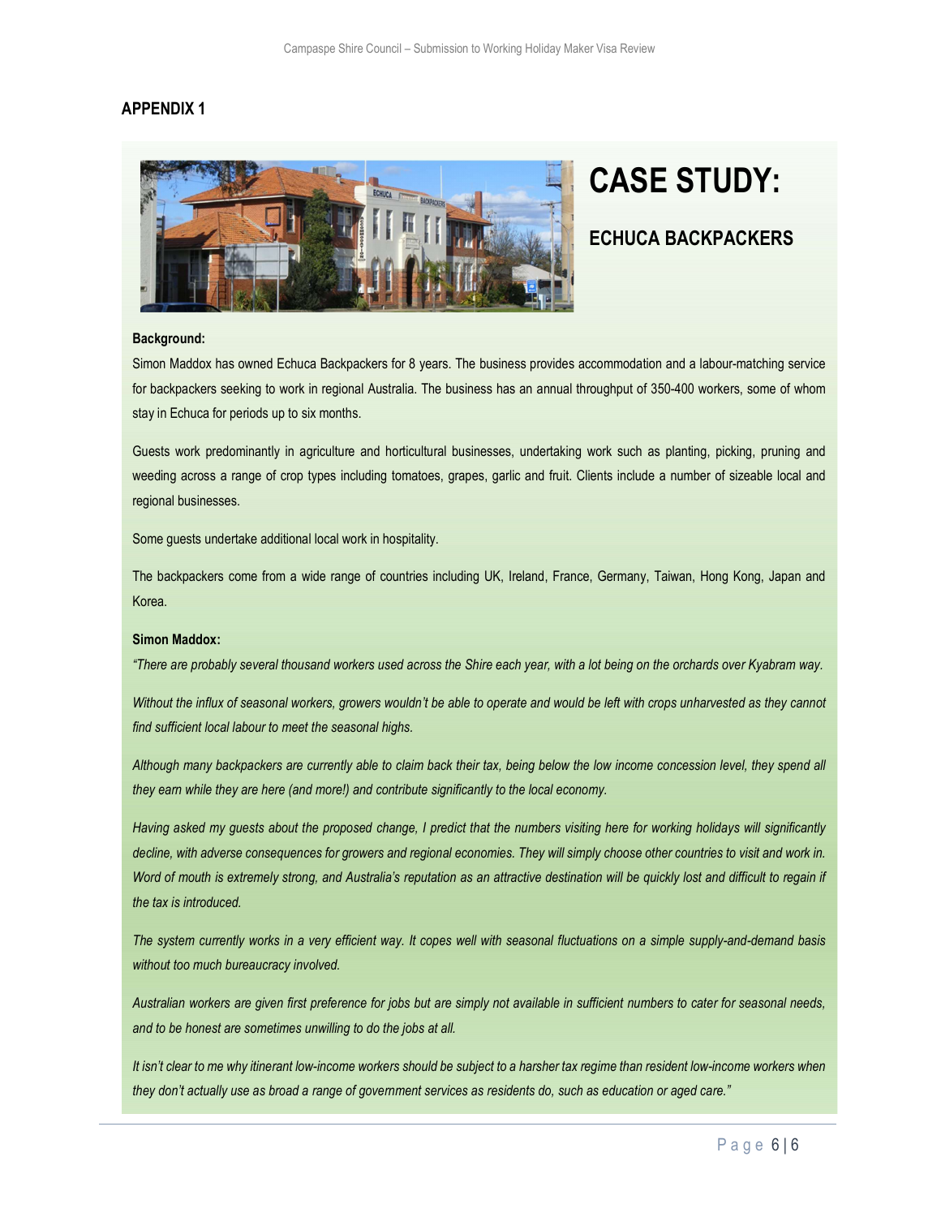## APPENDIX 1

# CASE STUDY:

## ECHUCA BACKPACKERS

**Background:**

Simon Maddox has owned Echuca Backpackers for 8 years. The business provides accommodation and a labour-matching service for backpackers seeking to work in regional Australia. The business has an annual throughput of 350-400 workers, some of whom stay in Echuca for periods up to six months.

Guests work predominantly in agriculture and horticultural businesses, undertaking work such as planting, picking, pruning and weeding across a range of crop types including tomatoes, grapes, garlic and fruit. Clients include a number of sizeable local and regional businesses.

Some guests undertake additional local work in hospitality.

The backpackers come from a wide range of countries including UK, Ireland, France, Germany, Taiwan, Hong Kong, Japan and Korea.

**Simon Maddox:**

*"There are probably several thousand workers used across the Shire each year, with a lot being on the orchards over Kyabram way.*

*Without the influx of seasonal workers, growers wouldn't be able to operate and would be left with crops unharvested as they cannot find sufficient local labour to meet the seasonal highs.*

*Although many backpackers are currently able to claim back their tax, being below the low income concession level, they spend all they earn while they are here (and more!) and contribute significantly to the local economy.*

*Having asked my guests about the proposed change, I predict that the numbers visiting here for working holidays will significantly decline, with adverse consequences for growers and regional economies. They will simply choose other countries to visit and work in. Word of mouth is extremely strong, and Australia's reputation as an attractive destination will be quickly lost and difficult to regain if the tax is introduced.*

*The system currently works in a very efficient way. It copes well with seasonal fluctuations on a simple supply-and-demand basis without too much bureaucracy involved.*

*Australian workers are given first preference for jobs but are simply not available in sufficient numbers to cater for seasonal needs, and to be honest are sometimes unwilling to do the jobs at all.*

*It isn't clear to me why itinerant low-income workers should be subject to a harsher tax regime than resident low-income workers when they don't actually use as broad a range of government services as residents do, such as education or aged care."*